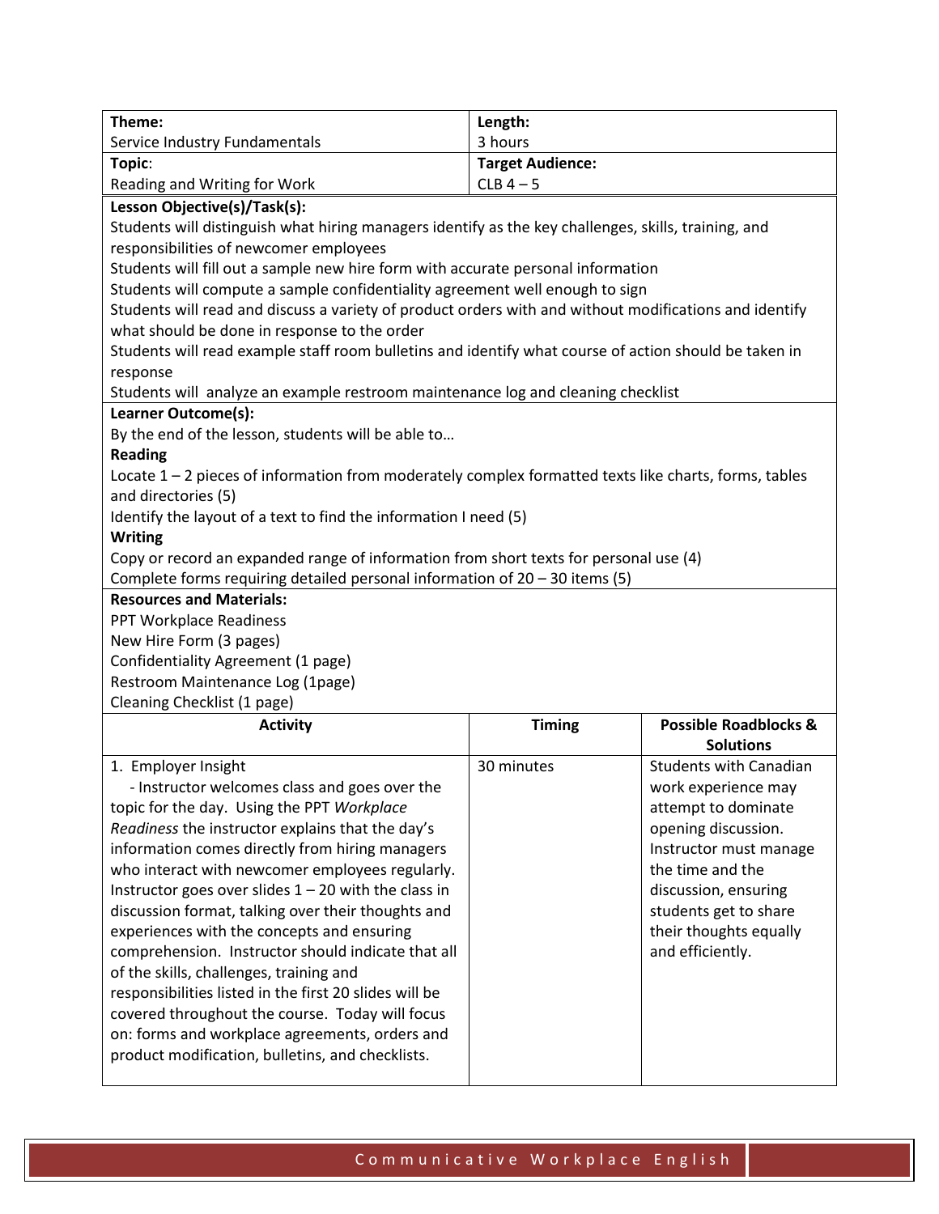| **Theme:** | **Length:** |
| --- | --- |
| Service Industry Fundamentals | 3 hours |
| **Topic**: | **Target Audience:** |
| Reading and Writing for Work | CLB 4 – 5 |

**Lesson Objective(s)/Task(s):**

Students will distinguish what hiring managers identify as the key challenges, skills, training, and responsibilities of newcomer employees

Students will fill out a sample new hire form with accurate personal information

Students will compute a sample confidentiality agreement well enough to sign

Students will read and discuss a variety of product orders with and without modifications and identify what should be done in response to the order

Students will read example staff room bulletins and identify what course of action should be taken in response

Students will analyze an example restroom maintenance log and cleaning checklist

**Learner Outcome(s):**

By the end of the lesson, students will be able to…

**Reading**

Locate 1 – 2 pieces of information from moderately complex formatted texts like charts, forms, tables and directories (5)

Identify the layout of a text to find the information I need (5)

**Writing**

Copy or record an expanded range of information from short texts for personal use (4)

Complete forms requiring detailed personal information of 20 – 30 items (5)

**Resources and Materials:**

PPT Workplace Readiness

New Hire Form (3 pages)

Confidentiality Agreement (1 page)

Restroom Maintenance Log (1page)

Cleaning Checklist (1 page)

| **Activity** | **Timing** | **Possible Roadblocks & Solutions** |
| --- | --- | --- |
| 1. Employer Insight<br>- Instructor welcomes class and goes over the topic for the day. Using the PPT *Workplace Readiness* the instructor explains that the day's information comes directly from hiring managers who interact with newcomer employees regularly. Instructor goes over slides 1 – 20 with the class in discussion format, talking over their thoughts and experiences with the concepts and ensuring comprehension. Instructor should indicate that all of the skills, challenges, training and responsibilities listed in the first 20 slides will be covered throughout the course. Today will focus on: forms and workplace agreements, orders and product modification, bulletins, and checklists. | 30 minutes | Students with Canadian work experience may attempt to dominate opening discussion. Instructor must manage the time and the discussion, ensuring students get to share their thoughts equally and efficiently. |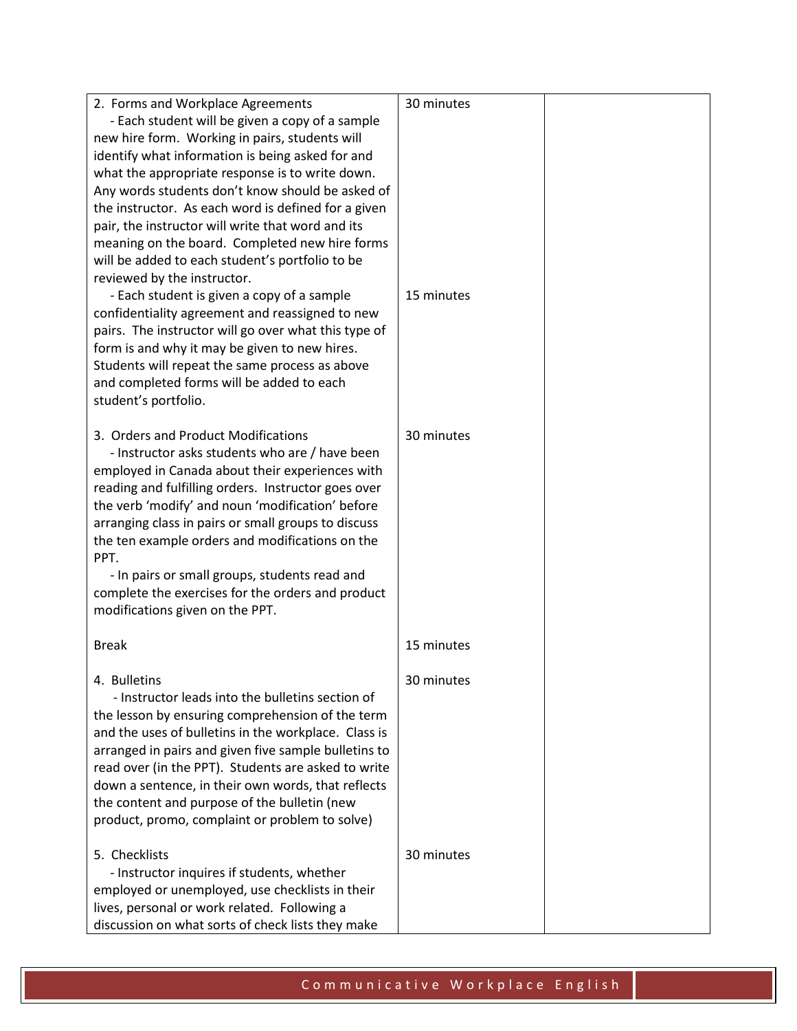| | | |
|---|---|---|
| 2. Forms and Workplace Agreements<br>- Each student will be given a copy of a sample new hire form. Working in pairs, students will identify what information is being asked for and what the appropriate response is to write down. Any words students don't know should be asked of the instructor. As each word is defined for a given pair, the instructor will write that word and its meaning on the board. Completed new hire forms will be added to each student's portfolio to be reviewed by the instructor.<br>- Each student is given a copy of a sample confidentiality agreement and reassigned to new pairs. The instructor will go over what this type of form is and why it may be given to new hires. Students will repeat the same process as above and completed forms will be added to each student's portfolio. | 30 minutes<br><br><br><br><br><br><br><br><br><br>15 minutes | |
| 3. Orders and Product Modifications<br>- Instructor asks students who are / have been employed in Canada about their experiences with reading and fulfilling orders. Instructor goes over the verb 'modify' and noun 'modification' before arranging class in pairs or small groups to discuss the ten example orders and modifications on the PPT.<br>- In pairs or small groups, students read and complete the exercises for the orders and product modifications given on the PPT. | 30 minutes | |
| Break | 15 minutes | |
| 4. Bulletins<br>- Instructor leads into the bulletins section of the lesson by ensuring comprehension of the term and the uses of bulletins in the workplace. Class is arranged in pairs and given five sample bulletins to read over (in the PPT). Students are asked to write down a sentence, in their own words, that reflects the content and purpose of the bulletin (new product, promo, complaint or problem to solve) | 30 minutes | |
| 5. Checklists<br>- Instructor inquires if students, whether employed or unemployed, use checklists in their lives, personal or work related. Following a discussion on what sorts of check lists they make | 30 minutes | |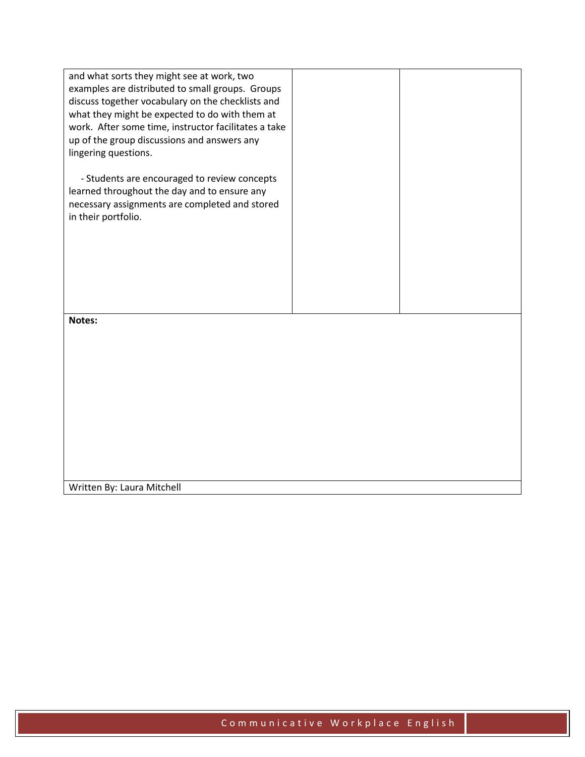| | | |
|---|---|---|
| and what sorts they might see at work, two examples are distributed to small groups. Groups discuss together vocabulary on the checklists and what they might be expected to do with them at work. After some time, instructor facilitates a take up of the group discussions and answers any lingering questions.<br><br>- Students are encouraged to review concepts learned throughout the day and to ensure any necessary assignments are completed and stored in their portfolio. | | |
| **Notes:** | | |
| Written By: Laura Mitchell | | |